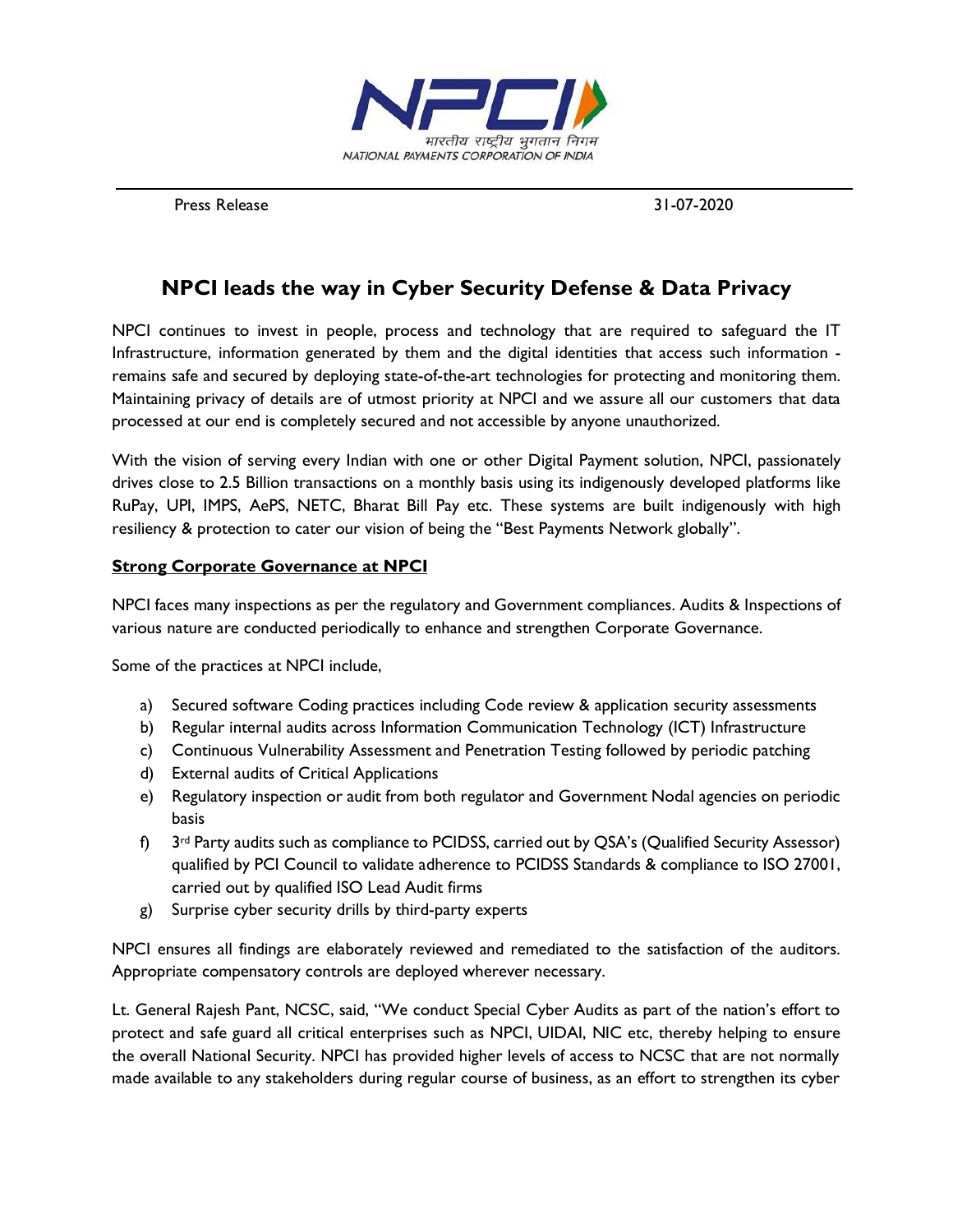NPCI

भारतीय राष्ट्रीय भुगतान निगम

NATIONAL PAYMENTS CORPORATION OF INDIA

Press Release 31-07-2020

# NPCI leads the way in Cyber Security Defense & Data Privacy

NPCI continues to invest in people, process and technology that are required to safeguard the IT Infrastructure, information generated by them and the digital identities that access such information - remains safe and secured by deploying state-of-the-art technologies for protecting and monitoring them. Maintaining privacy of details are of utmost priority at NPCI and we assure all our customers that data processed at our end is completely secured and not accessible by anyone unauthorized.

With the vision of serving every Indian with one or other Digital Payment solution, NPCI, passionately drives close to 2.5 Billion transactions on a monthly basis using its indigenously developed platforms like RuPay, UPI, IMPS, AePS, NETC, Bharat Bill Pay etc. These systems are built indigenously with high resiliency & protection to cater our vision of being the "Best Payments Network globally".

**Strong Corporate Governance at NPCI**

NPCI faces many inspections as per the regulatory and Government compliances. Audits & Inspections of various nature are conducted periodically to enhance and strengthen Corporate Governance.

Some of the practices at NPCI include,

a) Secured software Coding practices including Code review & application security assessments
b) Regular internal audits across Information Communication Technology (ICT) Infrastructure
c) Continuous Vulnerability Assessment and Penetration Testing followed by periodic patching
d) External audits of Critical Applications
e) Regulatory inspection or audit from both regulator and Government Nodal agencies on periodic basis
f) 3rd Party audits such as compliance to PCIDSS, carried out by QSA's (Qualified Security Assessor) qualified by PCI Council to validate adherence to PCIDSS Standards & compliance to ISO 27001, carried out by qualified ISO Lead Audit firms
g) Surprise cyber security drills by third-party experts

NPCI ensures all findings are elaborately reviewed and remediated to the satisfaction of the auditors. Appropriate compensatory controls are deployed wherever necessary.

Lt. General Rajesh Pant, NCSC, said, "We conduct Special Cyber Audits as part of the nation's effort to protect and safe guard all critical enterprises such as NPCI, UIDAI, NIC etc, thereby helping to ensure the overall National Security. NPCI has provided higher levels of access to NCSC that are not normally made available to any stakeholders during regular course of business, as an effort to strengthen its cyber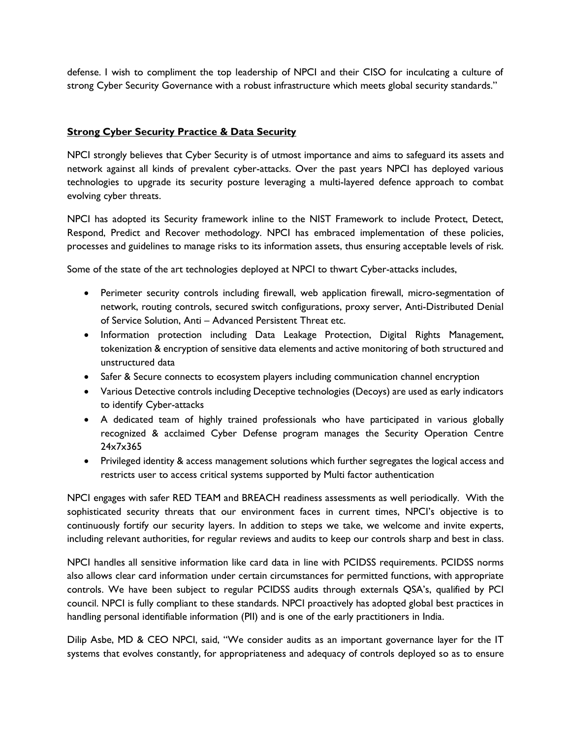defense. I wish to compliment the top leadership of NPCI and their CISO for inculcating a culture of strong Cyber Security Governance with a robust infrastructure which meets global security standards."

## **Strong Cyber Security Practice & Data Security**

NPCI strongly believes that Cyber Security is of utmost importance and aims to safeguard its assets and network against all kinds of prevalent cyber-attacks. Over the past years NPCI has deployed various technologies to upgrade its security posture leveraging a multi-layered defence approach to combat evolving cyber threats.

NPCI has adopted its Security framework inline to the NIST Framework to include Protect, Detect, Respond, Predict and Recover methodology. NPCI has embraced implementation of these policies, processes and guidelines to manage risks to its information assets, thus ensuring acceptable levels of risk.

Some of the state of the art technologies deployed at NPCI to thwart Cyber-attacks includes,

- Perimeter security controls including firewall, web application firewall, micro-segmentation of network, routing controls, secured switch configurations, proxy server, Anti-Distributed Denial of Service Solution, Anti – Advanced Persistent Threat etc.
- Information protection including Data Leakage Protection, Digital Rights Management, tokenization & encryption of sensitive data elements and active monitoring of both structured and unstructured data
- Safer & Secure connects to ecosystem players including communication channel encryption
- Various Detective controls including Deceptive technologies (Decoys) are used as early indicators to identify Cyber-attacks
- A dedicated team of highly trained professionals who have participated in various globally recognized & acclaimed Cyber Defense program manages the Security Operation Centre 24x7x365
- Privileged identity & access management solutions which further segregates the logical access and restricts user to access critical systems supported by Multi factor authentication

NPCI engages with safer RED TEAM and BREACH readiness assessments as well periodically. With the sophisticated security threats that our environment faces in current times, NPCI's objective is to continuously fortify our security layers. In addition to steps we take, we welcome and invite experts, including relevant authorities, for regular reviews and audits to keep our controls sharp and best in class.

NPCI handles all sensitive information like card data in line with PCIDSS requirements. PCIDSS norms also allows clear card information under certain circumstances for permitted functions, with appropriate controls. We have been subject to regular PCIDSS audits through externals QSA's, qualified by PCI council. NPCI is fully compliant to these standards. NPCI proactively has adopted global best practices in handling personal identifiable information (PII) and is one of the early practitioners in India.

Dilip Asbe, MD & CEO NPCI, said, "We consider audits as an important governance layer for the IT systems that evolves constantly, for appropriateness and adequacy of controls deployed so as to ensure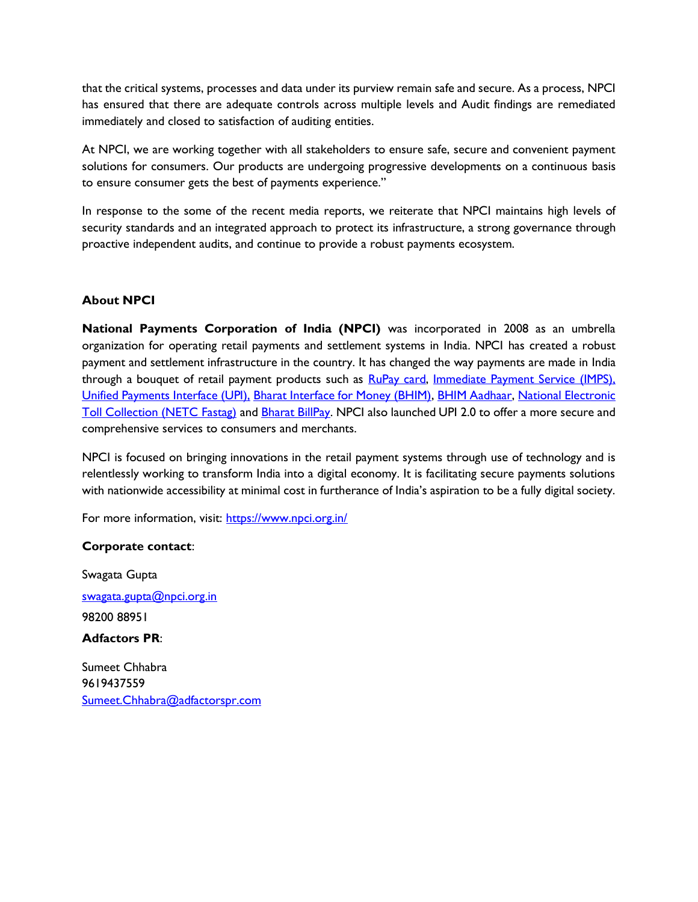that the critical systems, processes and data under its purview remain safe and secure. As a process, NPCI has ensured that there are adequate controls across multiple levels and Audit findings are remediated immediately and closed to satisfaction of auditing entities.

At NPCI, we are working together with all stakeholders to ensure safe, secure and convenient payment solutions for consumers. Our products are undergoing progressive developments on a continuous basis to ensure consumer gets the best of payments experience."

In response to the some of the recent media reports, we reiterate that NPCI maintains high levels of security standards and an integrated approach to protect its infrastructure, a strong governance through proactive independent audits, and continue to provide a robust payments ecosystem.

**About NPCI**

**National Payments Corporation of India (NPCI)** was incorporated in 2008 as an umbrella organization for operating retail payments and settlement systems in India. NPCI has created a robust payment and settlement infrastructure in the country. It has changed the way payments are made in India through a bouquet of retail payment products such as RuPay card, Immediate Payment Service (IMPS), Unified Payments Interface (UPI), Bharat Interface for Money (BHIM), BHIM Aadhaar, National Electronic Toll Collection (NETC Fastag) and Bharat BillPay. NPCI also launched UPI 2.0 to offer a more secure and comprehensive services to consumers and merchants.

NPCI is focused on bringing innovations in the retail payment systems through use of technology and is relentlessly working to transform India into a digital economy. It is facilitating secure payments solutions with nationwide accessibility at minimal cost in furtherance of India's aspiration to be a fully digital society.

For more information, visit: https://www.npci.org.in/

**Corporate contact**:

Swagata Gupta

swagata.gupta@npci.org.in

98200 88951

**Adfactors PR**:

Sumeet Chhabra
9619437559
Sumeet.Chhabra@adfactorspr.com